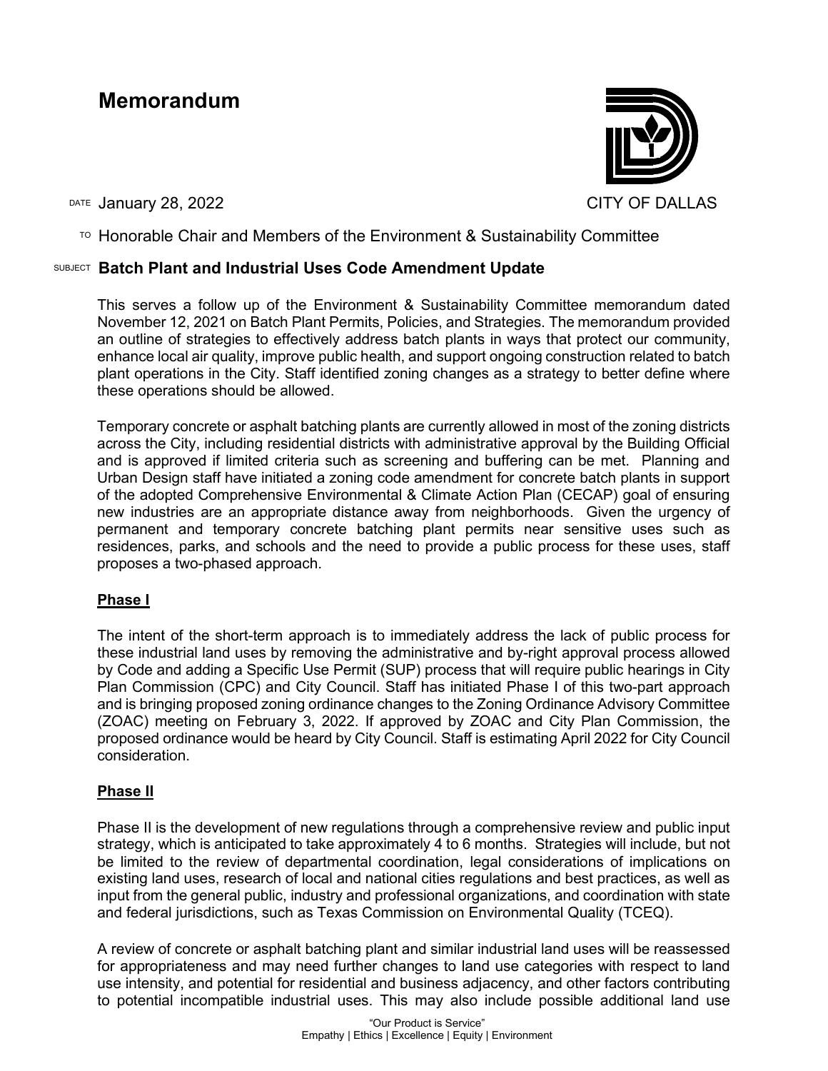# Memorandum

CITY OF DALLAS

DATE January 28, 2022

TO Honorable Chair and Members of the Environment & Sustainability Committee

SUBJECT **Batch Plant and Industrial Uses Code Amendment Update**

This serves a follow up of the Environment & Sustainability Committee memorandum dated November 12, 2021 on Batch Plant Permits, Policies, and Strategies. The memorandum provided an outline of strategies to effectively address batch plants in ways that protect our community, enhance local air quality, improve public health, and support ongoing construction related to batch plant operations in the City. Staff identified zoning changes as a strategy to better define where these operations should be allowed.

Temporary concrete or asphalt batching plants are currently allowed in most of the zoning districts across the City, including residential districts with administrative approval by the Building Official and is approved if limited criteria such as screening and buffering can be met. Planning and Urban Design staff have initiated a zoning code amendment for concrete batch plants in support of the adopted Comprehensive Environmental & Climate Action Plan (CECAP) goal of ensuring new industries are an appropriate distance away from neighborhoods. Given the urgency of permanent and temporary concrete batching plant permits near sensitive uses such as residences, parks, and schools and the need to provide a public process for these uses, staff proposes a two-phased approach.

**Phase I**

The intent of the short-term approach is to immediately address the lack of public process for these industrial land uses by removing the administrative and by-right approval process allowed by Code and adding a Specific Use Permit (SUP) process that will require public hearings in City Plan Commission (CPC) and City Council. Staff has initiated Phase I of this two-part approach and is bringing proposed zoning ordinance changes to the Zoning Ordinance Advisory Committee (ZOAC) meeting on February 3, 2022. If approved by ZOAC and City Plan Commission, the proposed ordinance would be heard by City Council. Staff is estimating April 2022 for City Council consideration.

**Phase II**

Phase II is the development of new regulations through a comprehensive review and public input strategy, which is anticipated to take approximately 4 to 6 months. Strategies will include, but not be limited to the review of departmental coordination, legal considerations of implications on existing land uses, research of local and national cities regulations and best practices, as well as input from the general public, industry and professional organizations, and coordination with state and federal jurisdictions, such as Texas Commission on Environmental Quality (TCEQ).

A review of concrete or asphalt batching plant and similar industrial land uses will be reassessed for appropriateness and may need further changes to land use categories with respect to land use intensity, and potential for residential and business adjacency, and other factors contributing to potential incompatible industrial uses. This may also include possible additional land use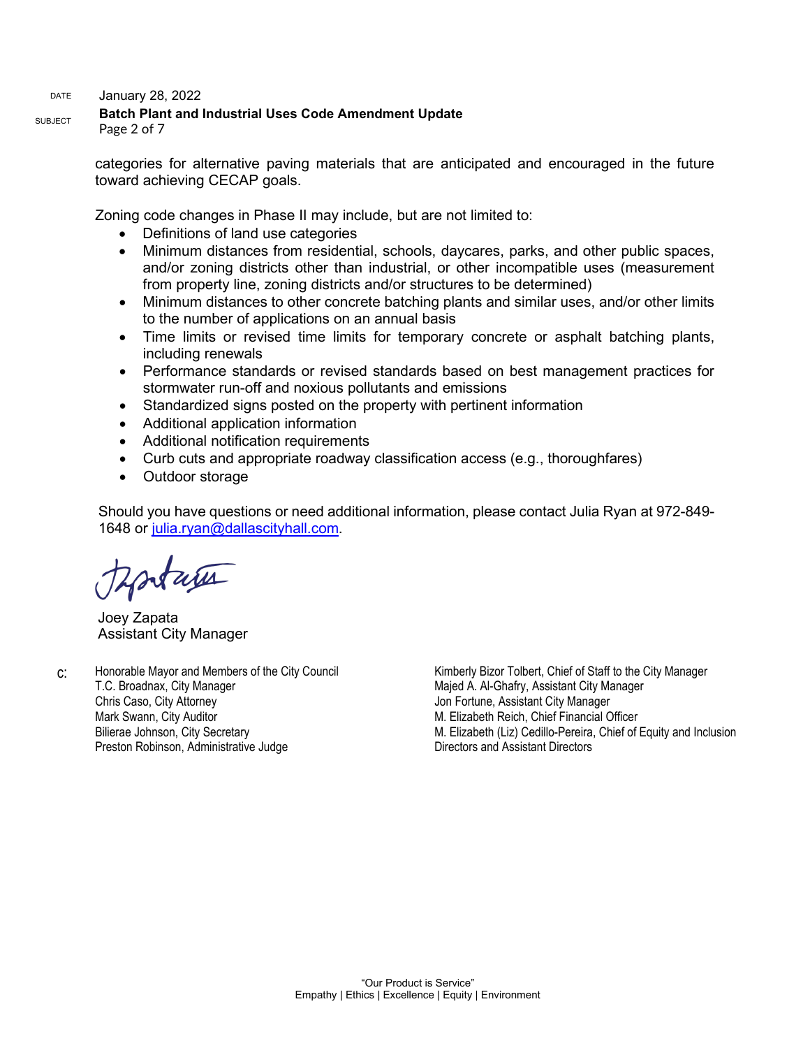categories for alternative paving materials that are anticipated and encouraged in the future toward achieving CECAP goals.

Zoning code changes in Phase II may include, but are not limited to:

- Definitions of land use categories
- Minimum distances from residential, schools, daycares, parks, and other public spaces, and/or zoning districts other than industrial, or other incompatible uses (measurement from property line, zoning districts and/or structures to be determined)
- Minimum distances to other concrete batching plants and similar uses, and/or other limits to the number of applications on an annual basis
- Time limits or revised time limits for temporary concrete or asphalt batching plants, including renewals
- Performance standards or revised standards based on best management practices for stormwater run-off and noxious pollutants and emissions
- Standardized signs posted on the property with pertinent information
- Additional application information
- Additional notification requirements
- Curb cuts and appropriate roadway classification access (e.g., thoroughfares)
- Outdoor storage

Should you have questions or need additional information, please contact Julia Ryan at 972-849-1648 or julia.ryan@dallascityhall.com.

Joey Zapata
Assistant City Manager

c:
Honorable Mayor and Members of the City Council
T.C. Broadnax, City Manager
Chris Caso, City Attorney
Mark Swann, City Auditor
Bilierae Johnson, City Secretary
Preston Robinson, Administrative Judge
Kimberly Bizor Tolbert, Chief of Staff to the City Manager
Majed A. Al-Ghafry, Assistant City Manager
Jon Fortune, Assistant City Manager
M. Elizabeth Reich, Chief Financial Officer
M. Elizabeth (Liz) Cedillo-Pereira, Chief of Equity and Inclusion
Directors and Assistant Directors